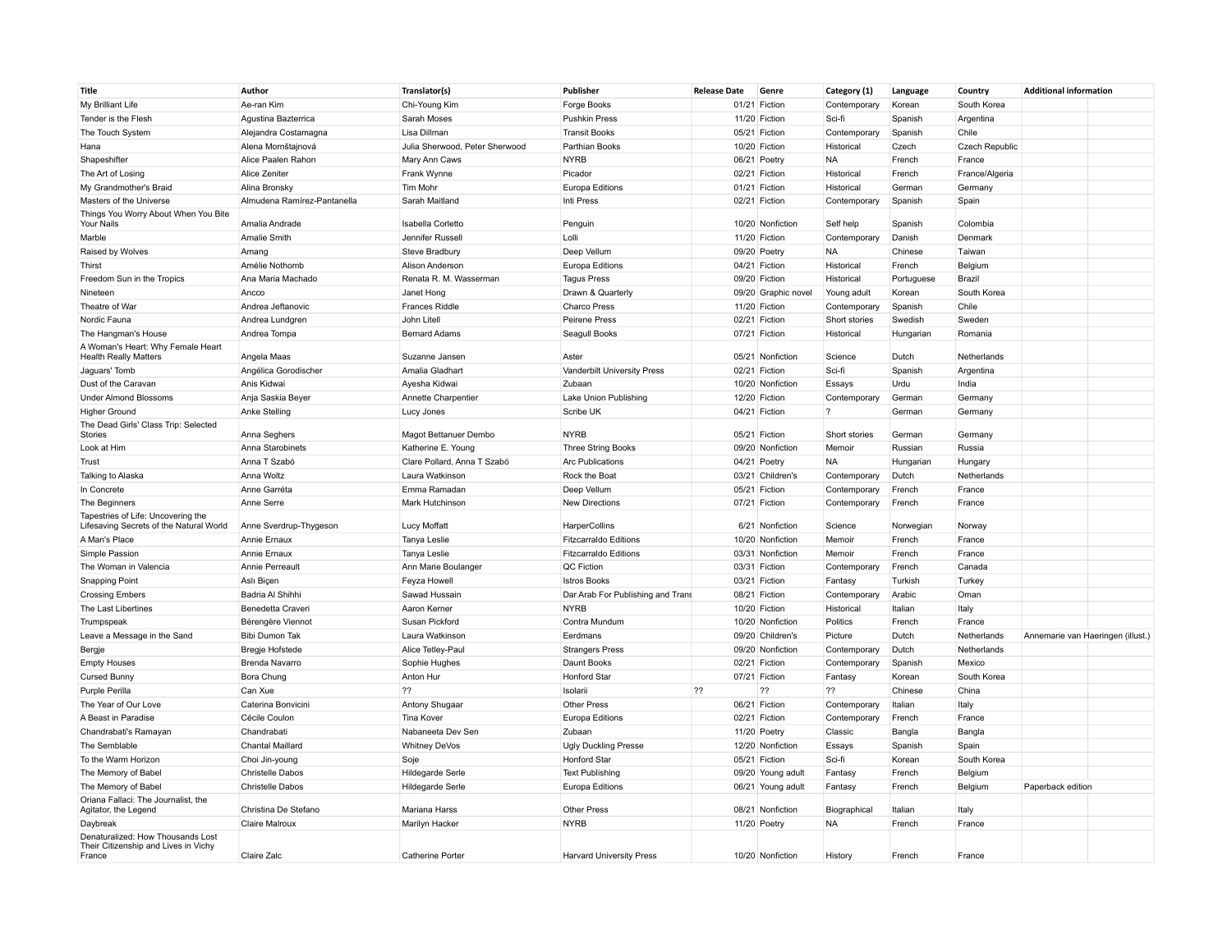| Title | Author | Translator(s) | Publisher | Release Date | Genre | Category (1) | Language | Country | Additional information |
|---|---|---|---|---|---|---|---|---|---|
| My Brilliant Life | Ae-ran Kim | Chi-Young Kim | Forge Books | 01/21 | Fiction | Contemporary | Korean | South Korea | |
| Tender is the Flesh | Agustina Bazterrica | Sarah Moses | Pushkin Press | 11/20 | Fiction | Sci-fi | Spanish | Argentina | |
| The Touch System | Alejandra Costamagna | Lisa Dillman | Transit Books | 05/21 | Fiction | Contemporary | Spanish | Chile | |
| Hana | Alena Mornštajnová | Julia Sherwood, Peter Sherwood | Parthian Books | 10/20 | Fiction | Historical | Czech | Czech Republic | |
| Shapeshifter | Alice Paalen Rahon | Mary Ann Caws | NYRB | 06/21 | Poetry | NA | French | France | |
| The Art of Losing | Alice Zeniter | Frank Wynne | Picador | 02/21 | Fiction | Historical | French | France/Algeria | |
| My Grandmother's Braid | Alina Bronsky | Tim Mohr | Europa Editions | 01/21 | Fiction | Historical | German | Germany | |
| Masters of the Universe | Almudena Ramírez-Pantanella | Sarah Maitland | Inti Press | 02/21 | Fiction | Contemporary | Spanish | Spain | |
| Things You Worry About When You Bite Your Nails | Amalia Andrade | Isabella Corletto | Penguin | 10/20 | Nonfiction | Self help | Spanish | Colombia | |
| Marble | Amalie Smith | Jennifer Russell | Lolli | 11/20 | Fiction | Contemporary | Danish | Denmark | |
| Raised by Wolves | Amang | Steve Bradbury | Deep Vellum | 09/20 | Poetry | NA | Chinese | Taiwan | |
| Thirst | Amélie Nothomb | Alison Anderson | Europa Editions | 04/21 | Fiction | Historical | French | Belgium | |
| Freedom Sun in the Tropics | Ana Maria Machado | Renata R. M. Wasserman | Tagus Press | 09/20 | Fiction | Historical | Portuguese | Brazil | |
| Nineteen | Ancco | Janet Hong | Drawn & Quarterly | 09/20 | Graphic novel | Young adult | Korean | South Korea | |
| Theatre of War | Andrea Jeftanovic | Frances Riddle | Charco Press | 11/20 | Fiction | Contemporary | Spanish | Chile | |
| Nordic Fauna | Andrea Lundgren | John Litell | Peirene Press | 02/21 | Fiction | Short stories | Swedish | Sweden | |
| The Hangman's House | Andrea Tompa | Bernard Adams | Seagull Books | 07/21 | Fiction | Historical | Hungarian | Romania | |
| A Woman's Heart: Why Female Heart Health Really Matters | Angela Maas | Suzanne Jansen | Aster | 05/21 | Nonfiction | Science | Dutch | Netherlands | |
| Jaguars' Tomb | Angélica Gorodischer | Amalia Gladhart | Vanderbilt University Press | 02/21 | Fiction | Sci-fi | Spanish | Argentina | |
| Dust of the Caravan | Anis Kidwai | Ayesha Kidwai | Zubaan | 10/20 | Nonfiction | Essays | Urdu | India | |
| Under Almond Blossoms | Anja Saskia Beyer | Annette Charpentier | Lake Union Publishing | 12/20 | Fiction | Contemporary | German | Germany | |
| Higher Ground | Anke Stelling | Lucy Jones | Scribe UK | 04/21 | Fiction | ? | German | Germany | |
| The Dead Girls' Class Trip: Selected Stories | Anna Seghers | Magot Bettanuer Dembo | NYRB | 05/21 | Fiction | Short stories | German | Germany | |
| Look at Him | Anna Starobinets | Katherine E. Young | Three String Books | 09/20 | Nonfiction | Memoir | Russian | Russia | |
| Trust | Anna T Szabó | Clare Pollard, Anna T Szabó | Arc Publications | 04/21 | Poetry | NA | Hungarian | Hungary | |
| Talking to Alaska | Anna Woltz | Laura Watkinson | Rock the Boat | 03/21 | Children's | Contemporary | Dutch | Netherlands | |
| In Concrete | Anne Garréta | Emma Ramadan | Deep Vellum | 05/21 | Fiction | Contemporary | French | France | |
| The Beginners | Anne Serre | Mark Hutchinson | New Directions | 07/21 | Fiction | Contemporary | French | France | |
| Tapestries of Life: Uncovering the Lifesaving Secrets of the Natural World | Anne Sverdrup-Thygeson | Lucy Moffatt | HarperCollins | 6/21 | Nonfiction | Science | Norwegian | Norway | |
| A Man's Place | Annie Ernaux | Tanya Leslie | Fitzcarraldo Editions | 10/20 | Nonfiction | Memoir | French | France | |
| Simple Passion | Annie Ernaux | Tanya Leslie | Fitzcarraldo Editions | 03/31 | Nonfiction | Memoir | French | France | |
| The Woman in Valencia | Annie Perreault | Ann Marie Boulanger | QC Fiction | 03/31 | Fiction | Contemporary | French | Canada | |
| Snapping Point | Aslı Biçen | Feyza Howell | Istros Books | 03/21 | Fiction | Fantasy | Turkish | Turkey | |
| Crossing Embers | Badria Al Shihhi | Sawad Hussain | Dar Arab For Publishing and Trans | 08/21 | Fiction | Contemporary | Arabic | Oman | |
| The Last Libertines | Benedetta Craveri | Aaron Kerner | NYRB | 10/20 | Fiction | Historical | Italian | Italy | |
| Trumpspeak | Bérengère Viennot | Susan Pickford | Contra Mundum | 10/20 | Nonfiction | Politics | French | France | |
| Leave a Message in the Sand | Bibi Dumon Tak | Laura Watkinson | Eerdmans | 09/20 | Children's | Picture | Dutch | Netherlands | Annemarie van Haeringen (illust.) |
| Bergje | Bregje Hofstede | Alice Tetley-Paul | Strangers Press | 09/20 | Nonfiction | Contemporary | Dutch | Netherlands | |
| Empty Houses | Brenda Navarro | Sophie Hughes | Daunt Books | 02/21 | Fiction | Contemporary | Spanish | Mexico | |
| Cursed Bunny | Bora Chung | Anton Hur | Honford Star | 07/21 | Fiction | Fantasy | Korean | South Korea | |
| Purple Perilla | Can Xue | ?? | Isolarii | ?? | ?? | ?? | Chinese | China | |
| The Year of Our Love | Caterina Bonvicini | Antony Shugaar | Other Press | 06/21 | Fiction | Contemporary | Italian | Italy | |
| A Beast in Paradise | Cécile Coulon | Tina Kover | Europa Editions | 02/21 | Fiction | Contemporary | French | France | |
| Chandrabati's Ramayan | Chandrabati | Nabaneeta Dev Sen | Zubaan | 11/20 | Poetry | Classic | Bangla | Bangla | |
| The Semblable | Chantal Maillard | Whitney DeVos | Ugly Duckling Presse | 12/20 | Nonfiction | Essays | Spanish | Spain | |
| To the Warm Horizon | Choi Jin-young | Soje | Honford Star | 05/21 | Fiction | Sci-fi | Korean | South Korea | |
| The Memory of Babel | Christelle Dabos | Hildegarde Serle | Text Publishing | 09/20 | Young adult | Fantasy | French | Belgium | |
| The Memory of Babel | Christelle Dabos | Hildegarde Serle | Europa Editions | 06/21 | Young adult | Fantasy | French | Belgium | Paperback edition |
| Oriana Fallaci: The Journalist, the Agitator, the Legend | Christina De Stefano | Mariana Harss | Other Press | 08/21 | Nonfiction | Biographical | Italian | Italy | |
| Daybreak | Claire Malroux | Marilyn Hacker | NYRB | 11/20 | Poetry | NA | French | France | |
| Denaturalized: How Thousands Lost Their Citizenship and Lives in Vichy France | Claire Zalc | Catherine Porter | Harvard University Press | 10/20 | Nonfiction | History | French | France | |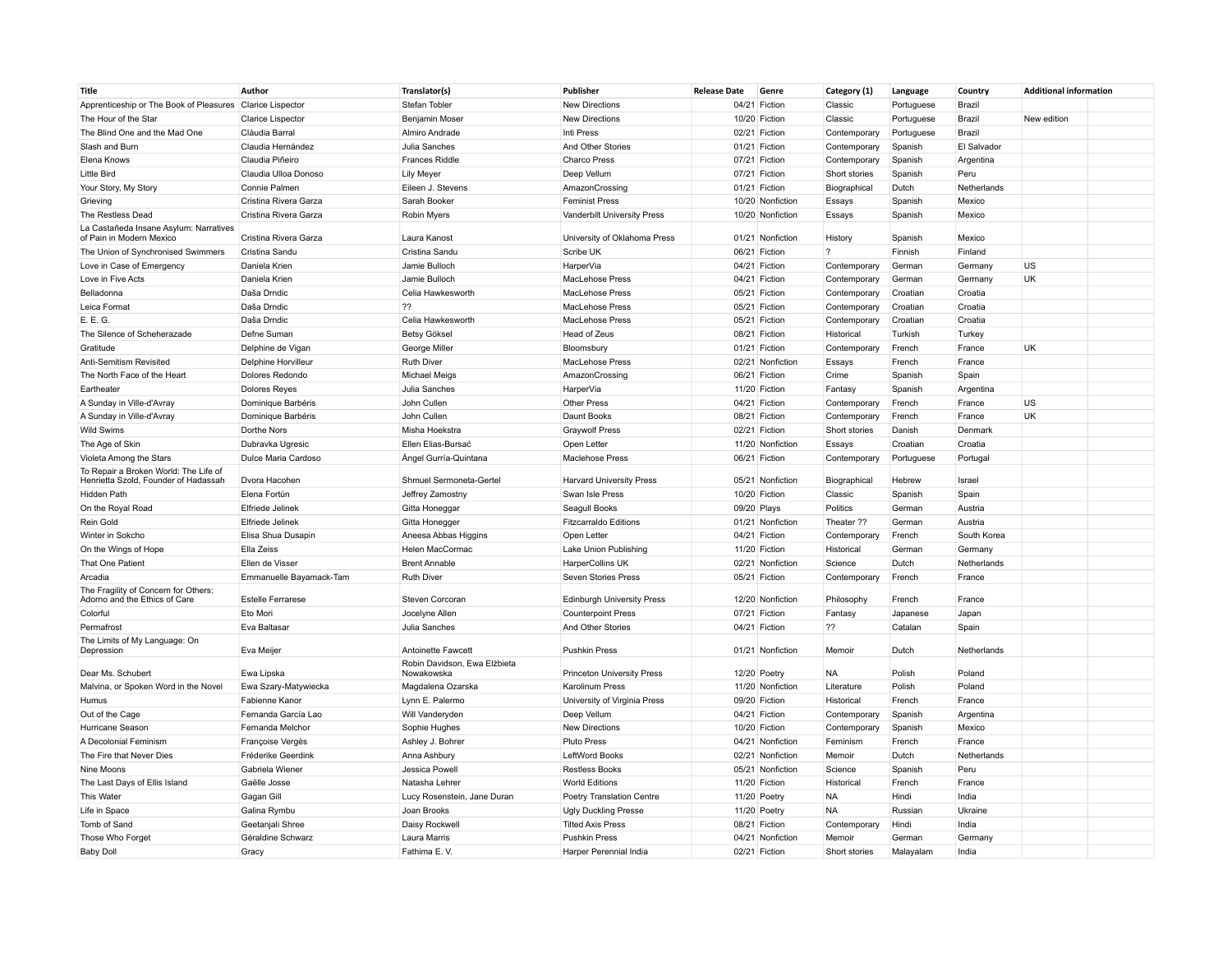| Title | Author | Translator(s) | Publisher | Release Date | Genre | Category (1) | Language | Country | Additional information | |
|---|---|---|---|---|---|---|---|---|---|---|
| Apprenticeship or The Book of Pleasures | Clarice Lispector | Stefan Tobler | New Directions | 04/21 | Fiction | Classic | Portuguese | Brazil | | |
| The Hour of the Star | Clarice Lispector | Benjamin Moser | New Directions | 10/20 | Fiction | Classic | Portuguese | Brazil | New edition | |
| The Blind One and the Mad One | Cláudia Barral | Almiro Andrade | Inti Press | 02/21 | Fiction | Contemporary | Portuguese | Brazil | | |
| Slash and Burn | Claudia Hernández | Julia Sanches | And Other Stories | 01/21 | Fiction | Contemporary | Spanish | El Salvador | | |
| Elena Knows | Claudia Piñeiro | Frances Riddle | Charco Press | 07/21 | Fiction | Contemporary | Spanish | Argentina | | |
| Little Bird | Claudia Ulloa Donoso | Lily Meyer | Deep Vellum | 07/21 | Fiction | Short stories | Spanish | Peru | | |
| Your Story, My Story | Connie Palmen | Eileen J. Stevens | AmazonCrossing | 01/21 | Fiction | Biographical | Dutch | Netherlands | | |
| Grieving | Cristina Rivera Garza | Sarah Booker | Feminist Press | 10/20 | Nonfiction | Essays | Spanish | Mexico | | |
| The Restless Dead | Cristina Rivera Garza | Robin Myers | Vanderbilt University Press | 10/20 | Nonfiction | Essays | Spanish | Mexico | | |
| La Castañeda Insane Asylum: Narratives of Pain in Modern Mexico | Cristina Rivera Garza | Laura Kanost | University of Oklahoma Press | 01/21 | Nonfiction | History | Spanish | Mexico | | |
| The Union of Synchronised Swimmers | Cristina Sandu | Cristina Sandu | Scribe UK | 06/21 | Fiction | ? | Finnish | Finland | | |
| Love in Case of Emergency | Daniela Krien | Jamie Bulloch | HarperVia | 04/21 | Fiction | Contemporary | German | Germany | US | |
| Love in Five Acts | Daniela Krien | Jamie Bulloch | MacLehose Press | 04/21 | Fiction | Contemporary | German | Germany | UK | |
| Belladonna | Daša Drndic | Celia Hawkesworth | MacLehose Press | 05/21 | Fiction | Contemporary | Croatian | Croatia | | |
| Leica Format | Daša Drndic | ?? | MacLehose Press | 05/21 | Fiction | Contemporary | Croatian | Croatia | | |
| E. E. G. | Daša Drndic | Celia Hawkesworth | MacLehose Press | 05/21 | Fiction | Contemporary | Croatian | Croatia | | |
| The Silence of Scheherazade | Defne Suman | Betsy Göksel | Head of Zeus | 08/21 | Fiction | Historical | Turkish | Turkey | | |
| Gratitude | Delphine de Vigan | George Miller | Bloomsbury | 01/21 | Fiction | Contemporary | French | France | UK | |
| Anti-Semitism Revisited | Delphine Horvilleur | Ruth Diver | MacLehose Press | 02/21 | Nonfiction | Essays | French | France | | |
| The North Face of the Heart | Dolores Redondo | Michael Meigs | AmazonCrossing | 06/21 | Fiction | Crime | Spanish | Spain | | |
| Eartheater | Dolores Reyes | Julia Sanches | HarperVia | 11/20 | Fiction | Fantasy | Spanish | Argentina | | |
| A Sunday in Ville-d'Avray | Dominique Barbéris | John Cullen | Other Press | 04/21 | Fiction | Contemporary | French | France | US | |
| A Sunday in Ville-d'Avray | Dominique Barbéris | John Cullen | Daunt Books | 08/21 | Fiction | Contemporary | French | France | UK | |
| Wild Swims | Dorthe Nors | Misha Hoekstra | Graywolf Press | 02/21 | Fiction | Short stories | Danish | Denmark | | |
| The Age of Skin | Dubravka Ugresic | Ellen Elias-Bursać | Open Letter | 11/20 | Nonfiction | Essays | Croatian | Croatia | | |
| Violeta Among the Stars | Dulce Maria Cardoso | Ángel Gurría-Quintana | Maclehose Press | 06/21 | Fiction | Contemporary | Portuguese | Portugal | | |
| To Repair a Broken World: The Life of Henrietta Szold, Founder of Hadassah | Dvora Hacohen | Shmuel Sermoneta-Gertel | Harvard University Press | 05/21 | Nonfiction | Biographical | Hebrew | Israel | | |
| Hidden Path | Elena Fortún | Jeffrey Zamostny | Swan Isle Press | 10/20 | Fiction | Classic | Spanish | Spain | | |
| On the Royal Road | Elfriede Jelinek | Gitta Honeggar | Seagull Books | 09/20 | Plays | Politics | German | Austria | | |
| Rein Gold | Elfriede Jelinek | Gitta Honegger | Fitzcarraldo Editions | 01/21 | Nonfiction | Theater ?? | German | Austria | | |
| Winter in Sokcho | Elisa Shua Dusapin | Aneesa Abbas Higgins | Open Letter | 04/21 | Fiction | Contemporary | French | South Korea | | |
| On the Wings of Hope | Ella Zeiss | Helen MacCormac | Lake Union Publishing | 11/20 | Fiction | Historical | German | Germany | | |
| That One Patient | Ellen de Visser | Brent Annable | HarperCollins UK | 02/21 | Nonfiction | Science | Dutch | Netherlands | | |
| Arcadia | Emmanuelle Bayamack-Tam | Ruth Diver | Seven Stories Press | 05/21 | Fiction | Contemporary | French | France | | |
| The Fragility of Concern for Others: Adorno and the Ethics of Care | Estelle Ferrarese | Steven Corcoran | Edinburgh University Press | 12/20 | Nonfiction | Philosophy | French | France | | |
| Colorful | Eto Mori | Jocelyne Allen | Counterpoint Press | 07/21 | Fiction | Fantasy | Japanese | Japan | | |
| Permafrost | Eva Baltasar | Julia Sanches | And Other Stories | 04/21 | Fiction | ?? | Catalan | Spain | | |
| The Limits of My Language: On Depression | Eva Meijer | Antoinette Fawcett | Pushkin Press | 01/21 | Nonfiction | Memoir | Dutch | Netherlands | | |
| Dear Ms. Schubert | Ewa Lipska | Robin Davidson, Ewa Elżbieta Nowakowska | Princeton University Press | 12/20 | Poetry | NA | Polish | Poland | | |
| Malvina, or Spoken Word in the Novel | Ewa Szary-Matywiecka | Magdalena Ozarska | Karolinum Press | 11/20 | Nonfiction | Literature | Polish | Poland | | |
| Humus | Fabienne Kanor | Lynn E. Palermo | University of Virginia Press | 09/20 | Fiction | Historical | French | France | | |
| Out of the Cage | Fernanda García Lao | Will Vanderyden | Deep Vellum | 04/21 | Fiction | Contemporary | Spanish | Argentina | | |
| Hurricane Season | Fernanda Melchor | Sophie Hughes | New Directions | 10/20 | Fiction | Contemporary | Spanish | Mexico | | |
| A Decolonial Feminism | Françoise Vergès | Ashley J. Bohrer | Pluto Press | 04/21 | Nonfiction | Feminism | French | France | | |
| The Fire that Never Dies | Fréderike Geerdink | Anna Ashbury | LeftWord Books | 02/21 | Nonfiction | Memoir | Dutch | Netherlands | | |
| Nine Moons | Gabriela Wiener | Jessica Powell | Restless Books | 05/21 | Nonfiction | Science | Spanish | Peru | | |
| The Last Days of Ellis Island | Gaëlle Josse | Natasha Lehrer | World Editions | 11/20 | Fiction | Historical | French | France | | |
| This Water | Gagan Gill | Lucy Rosenstein, Jane Duran | Poetry Translation Centre | 11/20 | Poetry | NA | Hindi | India | | |
| Life in Space | Galina Rymbu | Joan Brooks | Ugly Duckling Presse | 11/20 | Poetry | NA | Russian | Ukraine | | |
| Tomb of Sand | Geetanjali Shree | Daisy Rockwell | Tilted Axis Press | 08/21 | Fiction | Contemporary | Hindi | India | | |
| Those Who Forget | Géraldine Schwarz | Laura Marris | Pushkin Press | 04/21 | Nonfiction | Memoir | German | Germany | | |
| Baby Doll | Gracy | Fathima E. V. | Harper Perennial India | 02/21 | Fiction | Short stories | Malayalam | India | | |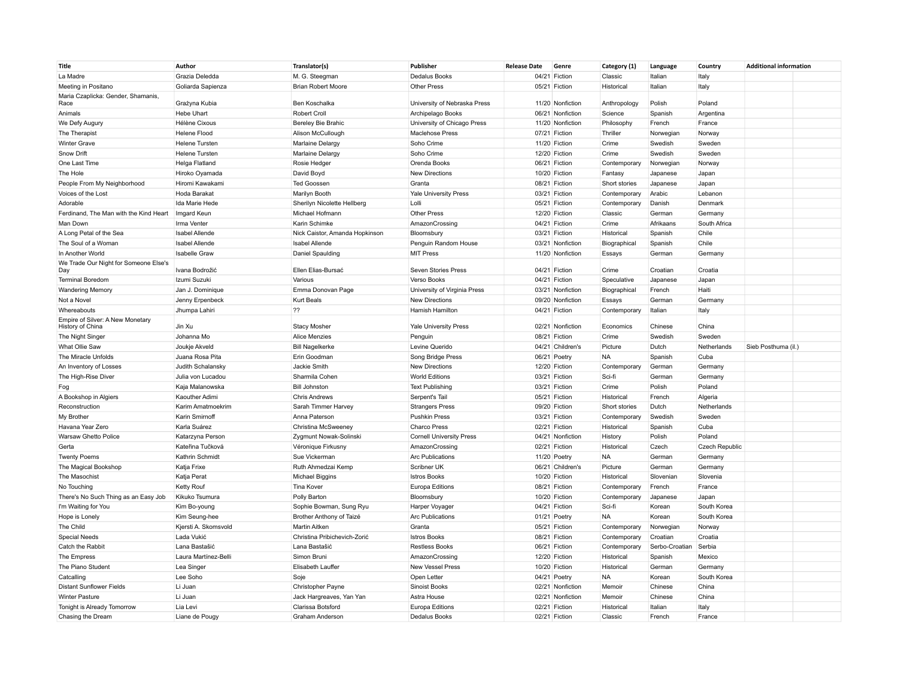| Title | Author | Translator(s) | Publisher | Release Date | Genre | Category (1) | Language | Country | Additional information |
|---|---|---|---|---|---|---|---|---|---|
| La Madre | Grazia Deledda | M. G. Steegman | Dedalus Books | 04/21 | Fiction | Classic | Italian | Italy | |
| Meeting in Positano | Goliarda Sapienza | Brian Robert Moore | Other Press | 05/21 | Fiction | Historical | Italian | Italy | |
| Maria Czaplicka: Gender, Shamanis, Race | Grażyna Kubia | Ben Koschalka | University of Nebraska Press | 11/20 | Nonfiction | Anthropology | Polish | Poland | |
| Animals | Hebe Uhart | Robert Croll | Archipelago Books | 06/21 | Nonfiction | Science | Spanish | Argentina | |
| We Defy Augury | Hélène Cixous | Bereley Bie Brahic | University of Chicago Press | 11/20 | Nonfiction | Philosophy | French | France | |
| The Therapist | Helene Flood | Alison McCullough | Maclehose Press | 07/21 | Fiction | Thriller | Norwegian | Norway | |
| Winter Grave | Helene Tursten | Marlaine Delargy | Soho Crime | 11/20 | Fiction | Crime | Swedish | Sweden | |
| Snow Drift | Helene Tursten | Marlaine Delargy | Soho Crime | 12/20 | Fiction | Crime | Swedish | Sweden | |
| One Last Time | Helga Flatland | Rosie Hedger | Orenda Books | 06/21 | Fiction | Contemporary | Norwegian | Norway | |
| The Hole | Hiroko Oyamada | David Boyd | New Directions | 10/20 | Fiction | Fantasy | Japanese | Japan | |
| People From My Neighborhood | Hiromi Kawakami | Ted Goossen | Granta | 08/21 | Fiction | Short stories | Japanese | Japan | |
| Voices of the Lost | Hoda Barakat | Marilyn Booth | Yale University Press | 03/21 | Fiction | Contemporary | Arabic | Lebanon | |
| Adorable | Ida Marie Hede | Sherilyn Nicolette Hellberg | Lolli | 05/21 | Fiction | Contemporary | Danish | Denmark | |
| Ferdinand, The Man with the Kind Heart | Imgard Keun | Michael Hofmann | Other Press | 12/20 | Fiction | Classic | German | Germany | |
| Man Down | Irma Venter | Karin Schimke | AmazonCrossing | 04/21 | Fiction | Crime | Afrikaans | South Africa | |
| A Long Petal of the Sea | Isabel Allende | Nick Caistor, Amanda Hopkinson | Bloomsbury | 03/21 | Fiction | Historical | Spanish | Chile | |
| The Soul of a Woman | Isabel Allende | Isabel Allende | Penguin Random House | 03/21 | Nonfiction | Biographical | Spanish | Chile | |
| In Another World | Isabelle Graw | Daniel Spaulding | MIT Press | 11/20 | Nonfiction | Essays | German | Germany | |
| We Trade Our Night for Someone Else's Day | Ivana Bodrožić | Ellen Elias-Bursać | Seven Stories Press | 04/21 | Fiction | Crime | Croatian | Croatia | |
| Terminal Boredom | Izumi Suzuki | Various | Verso Books | 04/21 | Fiction | Speculative | Japanese | Japan | |
| Wandering Memory | Jan J. Dominique | Emma Donovan Page | University of Virginia Press | 03/21 | Nonfiction | Biographical | French | Haiti | |
| Not a Novel | Jenny Erpenbeck | Kurt Beals | New Directions | 09/20 | Nonfiction | Essays | German | Germany | |
| Whereabouts | Jhumpa Lahiri | ?? | Hamish Hamilton | 04/21 | Fiction | Contemporary | Italian | Italy | |
| Empire of Silver: A New Monetary History of China | Jin Xu | Stacy Mosher | Yale University Press | 02/21 | Nonfiction | Economics | Chinese | China | |
| The Night Singer | Johanna Mo | Alice Menzies | Penguin | 08/21 | Fiction | Crime | Swedish | Sweden | |
| What Ollie Saw | Joukje Akveld | Bill Nagelkerke | Levine Querido | 04/21 | Children's | Picture | Dutch | Netherlands | Sieb Posthuma (il.) |
| The Miracle Unfolds | Juana Rosa Pita | Erin Goodman | Song Bridge Press | 06/21 | Poetry | NA | Spanish | Cuba | |
| An Inventory of Losses | Judith Schalansky | Jackie Smith | New Directions | 12/20 | Fiction | Contemporary | German | Germany | |
| The High-Rise Diver | Julia von Lucadou | Sharmila Cohen | World Editions | 03/21 | Fiction | Sci-fi | German | Germany | |
| Fog | Kaja Malanowska | Bill Johnston | Text Publishing | 03/21 | Fiction | Crime | Polish | Poland | |
| A Bookshop in Algiers | Kaouther Adimi | Chris Andrews | Serpent's Tail | 05/21 | Fiction | Historical | French | Algeria | |
| Reconstruction | Karim Amatmoekrim | Sarah Timmer Harvey | Strangers Press | 09/20 | Fiction | Short stories | Dutch | Netherlands | |
| My Brother | Karin Smirnoff | Anna Paterson | Pushkin Press | 03/21 | Fiction | Contemporary | Swedish | Sweden | |
| Havana Year Zero | Karla Suárez | Christina McSweeney | Charco Press | 02/21 | Fiction | Historical | Spanish | Cuba | |
| Warsaw Ghetto Police | Katarzyna Person | Zygmunt Nowak-Solinski | Cornell University Press | 04/21 | Nonfiction | History | Polish | Poland | |
| Gerta | Kateřina Tučková | Véronique Firkusny | AmazonCrossing | 02/21 | Fiction | Historical | Czech | Czech Republic | |
| Twenty Poems | Kathrin Schmidt | Sue Vickerman | Arc Publications | 11/20 | Poetry | NA | German | Germany | |
| The Magical Bookshop | Katja Frixe | Ruth Ahmedzai Kemp | Scribner UK | 06/21 | Children's | Picture | German | Germany | |
| The Masochist | Katja Perat | Michael Biggins | Istros Books | 10/20 | Fiction | Historical | Slovenian | Slovenia | |
| No Touching | Ketty Rouf | Tina Kover | Europa Editions | 08/21 | Fiction | Contemporary | French | France | |
| There's No Such Thing as an Easy Job | Kikuko Tsumura | Polly Barton | Bloomsbury | 10/20 | Fiction | Contemporary | Japanese | Japan | |
| I'm Waiting for You | Kim Bo-young | Sophie Bowman, Sung Ryu | Harper Voyager | 04/21 | Fiction | Sci-fi | Korean | South Korea | |
| Hope is Lonely | Kim Seung-hee | Brother Anthony of Taizé | Arc Publications | 01/21 | Poetry | NA | Korean | South Korea | |
| The Child | Kjersti A. Skomsvold | Martin Aitken | Granta | 05/21 | Fiction | Contemporary | Norwegian | Norway | |
| Special Needs | Lada Vukić | Christina Pribichevich-Zorić | Istros Books | 08/21 | Fiction | Contemporary | Croatian | Croatia | |
| Catch the Rabbit | Lana Bastašić | Lana Bastašić | Restless Books | 06/21 | Fiction | Contemporary | Serbo-Croatian | Serbia | |
| The Empress | Laura Martínez-Belli | Simon Bruni | AmazonCrossing | 12/20 | Fiction | Historical | Spanish | Mexico | |
| The Piano Student | Lea Singer | Elisabeth Lauffer | New Vessel Press | 10/20 | Fiction | Historical | German | Germany | |
| Catcalling | Lee Soho | Soje | Open Letter | 04/21 | Poetry | NA | Korean | South Korea | |
| Distant Sunflower Fields | Li Juan | Christopher Payne | Sinoist Books | 02/21 | Nonfiction | Memoir | Chinese | China | |
| Winter Pasture | Li Juan | Jack Hargreaves, Yan Yan | Astra House | 02/21 | Nonfiction | Memoir | Chinese | China | |
| Tonight is Already Tomorrow | Lia Levi | Clarissa Botsford | Europa Editions | 02/21 | Fiction | Historical | Italian | Italy | |
| Chasing the Dream | Liane de Pougy | Graham Anderson | Dedalus Books | 02/21 | Fiction | Classic | French | France | |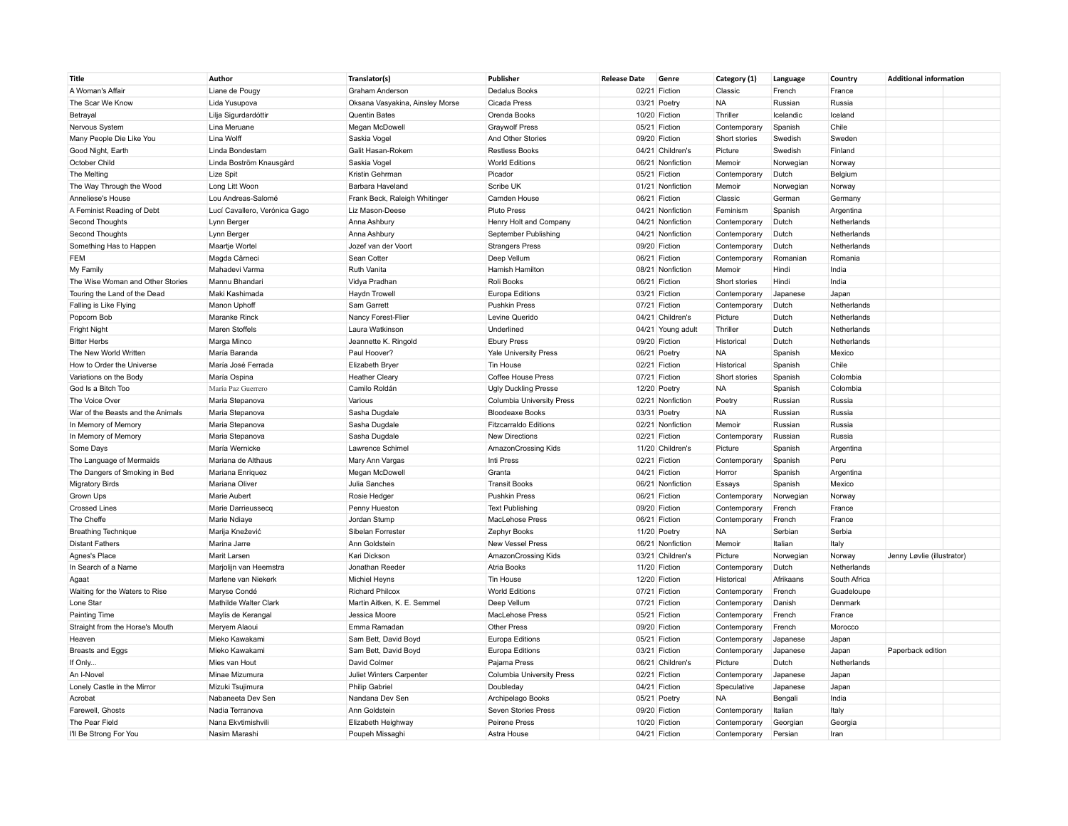| Title | Author | Translator(s) | Publisher | Release Date | Genre | Category (1) | Language | Country | Additional information |
|---|---|---|---|---|---|---|---|---|---|
| A Woman's Affair | Liane de Pougy | Graham Anderson | Dedalus Books | 02/21 | Fiction | Classic | French | France | |
| The Scar We Know | Lida Yusupova | Oksana Vasyakina, Ainsley Morse | Cicada Press | 03/21 | Poetry | NA | Russian | Russia | |
| Betrayal | Lilja Sigurdardóttir | Quentin Bates | Orenda Books | 10/20 | Fiction | Thriller | Icelandic | Iceland | |
| Nervous System | Lina Meruane | Megan McDowell | Graywolf Press | 05/21 | Fiction | Contemporary | Spanish | Chile | |
| Many People Die Like You | Lina Wolff | Saskia Vogel | And Other Stories | 09/20 | Fiction | Short stories | Swedish | Sweden | |
| Good Night, Earth | Linda Bondestam | Galit Hasan-Rokem | Restless Books | 04/21 | Children's | Picture | Swedish | Finland | |
| October Child | Linda Boström Knausgård | Saskia Vogel | World Editions | 06/21 | Nonfiction | Memoir | Norwegian | Norway | |
| The Melting | Lize Spit | Kristin Gehrman | Picador | 05/21 | Fiction | Contemporary | Dutch | Belgium | |
| The Way Through the Wood | Long Litt Woon | Barbara Haveland | Scribe UK | 01/21 | Nonfiction | Memoir | Norwegian | Norway | |
| Anneliese's House | Lou Andreas-Salomé | Frank Beck, Raleigh Whitinger | Camden House | 06/21 | Fiction | Classic | German | Germany | |
| A Feminist Reading of Debt | Lucí Cavallero, Verónica Gago | Liz Mason-Deese | Pluto Press | 04/21 | Nonfiction | Feminism | Spanish | Argentina | |
| Second Thoughts | Lynn Berger | Anna Ashbury | Henry Holt and Company | 04/21 | Nonfiction | Contemporary | Dutch | Netherlands | |
| Second Thoughts | Lynn Berger | Anna Ashbury | September Publishing | 04/21 | Nonfiction | Contemporary | Dutch | Netherlands | |
| Something Has to Happen | Maartje Wortel | Jozef van der Voort | Strangers Press | 09/20 | Fiction | Contemporary | Dutch | Netherlands | |
| FEM | Magda Cârneci | Sean Cotter | Deep Vellum | 06/21 | Fiction | Contemporary | Romanian | Romania | |
| My Family | Mahadevi Varma | Ruth Vanita | Hamish Hamilton | 08/21 | Nonfiction | Memoir | Hindi | India | |
| The Wise Woman and Other Stories | Mannu Bhandari | Vidya Pradhan | Roli Books | 06/21 | Fiction | Short stories | Hindi | India | |
| Touring the Land of the Dead | Maki Kashimada | Haydn Trowell | Europa Editions | 03/21 | Fiction | Contemporary | Japanese | Japan | |
| Falling is Like Flying | Manon Uphoff | Sam Garrett | Pushkin Press | 07/21 | Fiction | Contemporary | Dutch | Netherlands | |
| Popcorn Bob | Maranke Rinck | Nancy Forest-Flier | Levine Querido | 04/21 | Children's | Picture | Dutch | Netherlands | |
| Fright Night | Maren Stoffels | Laura Watkinson | Underlined | 04/21 | Young adult | Thriller | Dutch | Netherlands | |
| Bitter Herbs | Marga Minco | Jeannette K. Ringold | Ebury Press | 09/20 | Fiction | Historical | Dutch | Netherlands | |
| The New World Written | María Baranda | Paul Hoover? | Yale University Press | 06/21 | Poetry | NA | Spanish | Mexico | |
| How to Order the Universe | María José Ferrada | Elizabeth Bryer | Tin House | 02/21 | Fiction | Historical | Spanish | Chile | |
| Variations on the Body | María Ospina | Heather Cleary | Coffee House Press | 07/21 | Fiction | Short stories | Spanish | Colombia | |
| God Is a Bitch Too | María Paz Guerrero | Camilo Roldán | Ugly Duckling Presse | 12/20 | Poetry | NA | Spanish | Colombia | |
| The Voice Over | Maria Stepanova | Various | Columbia University Press | 02/21 | Nonfiction | Poetry | Russian | Russia | |
| War of the Beasts and the Animals | Maria Stepanova | Sasha Dugdale | Bloodeaxe Books | 03/31 | Poetry | NA | Russian | Russia | |
| In Memory of Memory | Maria Stepanova | Sasha Dugdale | Fitzcarraldo Editions | 02/21 | Nonfiction | Memoir | Russian | Russia | |
| In Memory of Memory | Maria Stepanova | Sasha Dugdale | New Directions | 02/21 | Fiction | Contemporary | Russian | Russia | |
| Some Days | María Wernicke | Lawrence Schimel | AmazonCrossing Kids | 11/20 | Children's | Picture | Spanish | Argentina | |
| The Language of Mermaids | Mariana de Althaus | Mary Ann Vargas | Inti Press | 02/21 | Fiction | Contemporary | Spanish | Peru | |
| The Dangers of Smoking in Bed | Mariana Enriquez | Megan McDowell | Granta | 04/21 | Fiction | Horror | Spanish | Argentina | |
| Migratory Birds | Mariana Oliver | Julia Sanches | Transit Books | 06/21 | Nonfiction | Essays | Spanish | Mexico | |
| Grown Ups | Marie Aubert | Rosie Hedger | Pushkin Press | 06/21 | Fiction | Contemporary | Norwegian | Norway | |
| Crossed Lines | Marie Darrieussecq | Penny Hueston | Text Publishing | 09/20 | Fiction | Contemporary | French | France | |
| The Cheffe | Marie Ndiaye | Jordan Stump | MacLehose Press | 06/21 | Fiction | Contemporary | French | France | |
| Breathing Technique | Marija Knežević | Sibelan Forrester | Zephyr Books | 11/20 | Poetry | NA | Serbian | Serbia | |
| Distant Fathers | Marina Jarre | Ann Goldstein | New Vessel Press | 06/21 | Nonfiction | Memoir | Italian | Italy | |
| Agnes's Place | Marit Larsen | Kari Dickson | AmazonCrossing Kids | 03/21 | Children's | Picture | Norwegian | Norway | Jenny Løvlie (illustrator) |
| In Search of a Name | Marjolijn van Heemstra | Jonathan Reeder | Atria Books | 11/20 | Fiction | Contemporary | Dutch | Netherlands | |
| Agaat | Marlene van Niekerk | Michiel Heyns | Tin House | 12/20 | Fiction | Historical | Afrikaans | South Africa | |
| Waiting for the Waters to Rise | Maryse Condé | Richard Philcox | World Editions | 07/21 | Fiction | Contemporary | French | Guadeloupe | |
| Lone Star | Mathilde Walter Clark | Martin Aitken, K. E. Semmel | Deep Vellum | 07/21 | Fiction | Contemporary | Danish | Denmark | |
| Painting Time | Maylis de Kerangal | Jessica Moore | MacLehose Press | 05/21 | Fiction | Contemporary | French | France | |
| Straight from the Horse's Mouth | Meryem Alaoui | Emma Ramadan | Other Press | 09/20 | Fiction | Contemporary | French | Morocco | |
| Heaven | Mieko Kawakami | Sam Bett, David Boyd | Europa Editions | 05/21 | Fiction | Contemporary | Japanese | Japan | |
| Breasts and Eggs | Mieko Kawakami | Sam Bett, David Boyd | Europa Editions | 03/21 | Fiction | Contemporary | Japanese | Japan | Paperback edition |
| If Only... | Mies van Hout | David Colmer | Pajama Press | 06/21 | Children's | Picture | Dutch | Netherlands | |
| An I-Novel | Minae Mizumura | Juliet Winters Carpenter | Columbia University Press | 02/21 | Fiction | Contemporary | Japanese | Japan | |
| Lonely Castle in the Mirror | Mizuki Tsujimura | Philip Gabriel | Doubleday | 04/21 | Fiction | Speculative | Japanese | Japan | |
| Acrobat | Nabaneeta Dev Sen | Nandana Dev Sen | Archipelago Books | 05/21 | Poetry | NA | Bengali | India | |
| Farewell, Ghosts | Nadia Terranova | Ann Goldstein | Seven Stories Press | 09/20 | Fiction | Contemporary | Italian | Italy | |
| The Pear Field | Nana Ekvtimishvili | Elizabeth Heighway | Peirene Press | 10/20 | Fiction | Contemporary | Georgian | Georgia | |
| I'll Be Strong For You | Nasim Marashi | Poupeh Missaghi | Astra House | 04/21 | Fiction | Contemporary | Persian | Iran | |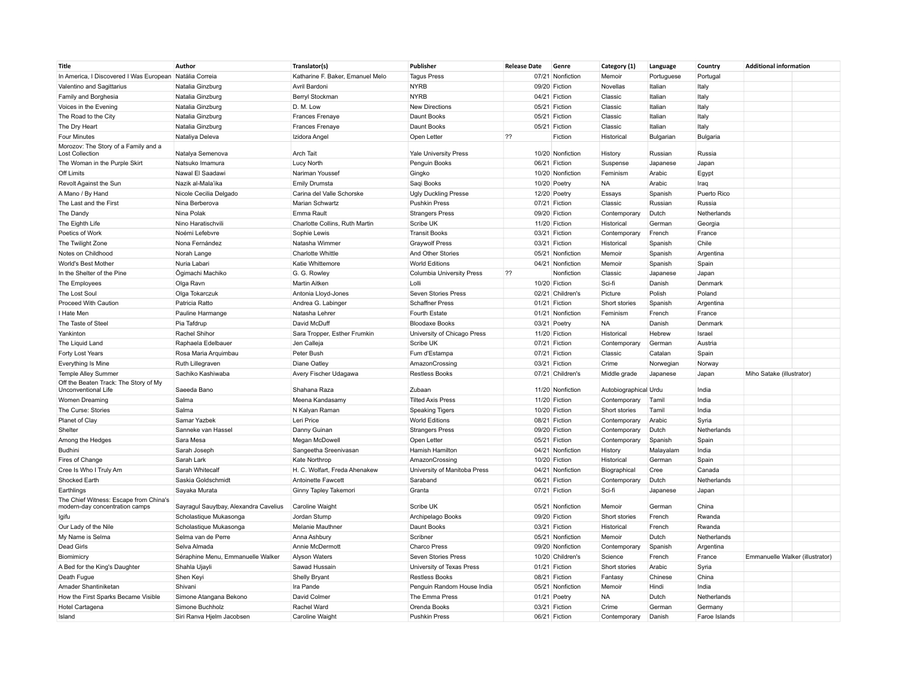| Title | Author | Translator(s) | Publisher | Release Date | Genre | Category (1) | Language | Country | Additional information | |
|---|---|---|---|---|---|---|---|---|---|---|
| In America, I Discovered I Was European | Natália Correia | Katharine F. Baker, Emanuel Melo | Tagus Press | 07/21 | Nonfiction | Memoir | Portuguese | Portugal | | |
| Valentino and Sagittarius | Natalia Ginzburg | Avril Bardoni | NYRB | 09/20 | Fiction | Novellas | Italian | Italy | | |
| Family and Borghesia | Natalia Ginzburg | Berryl Stockman | NYRB | 04/21 | Fiction | Classic | Italian | Italy | | |
| Voices in the Evening | Natalia Ginzburg | D. M. Low | New Directions | 05/21 | Fiction | Classic | Italian | Italy | | |
| The Road to the City | Natalia Ginzburg | Frances Frenaye | Daunt Books | 05/21 | Fiction | Classic | Italian | Italy | | |
| The Dry Heart | Natalia Ginzburg | Frances Frenaye | Daunt Books | 05/21 | Fiction | Classic | Italian | Italy | | |
| Four Minutes | Nataliya Deleva | Izidora Angel | Open Letter | ?? | Fiction | Historical | Bulgarian | Bulgaria | | |
| Morozov: The Story of a Family and a Lost Collection | Natalya Semenova | Arch Tait | Yale University Press | 10/20 | Nonfiction | History | Russian | Russia | | |
| The Woman in the Purple Skirt | Natsuko Imamura | Lucy North | Penguin Books | 06/21 | Fiction | Suspense | Japanese | Japan | | |
| Off Limits | Nawal El Saadawi | Nariman Youssef | Gingko | 10/20 | Nonfiction | Feminism | Arabic | Egypt | | |
| Revolt Against the Sun | Nazik al-Mala'ika | Emily Drumsta | Saqi Books | 10/20 | Poetry | NA | Arabic | Iraq | | |
| A Mano / By Hand | Nicole Cecilia Delgado | Carina del Valle Schorske | Ugly Duckling Presse | 12/20 | Poetry | Essays | Spanish | Puerto Rico | | |
| The Last and the First | Nina Berberova | Marian Schwartz | Pushkin Press | 07/21 | Fiction | Classic | Russian | Russia | | |
| The Dandy | Nina Polak | Emma Rault | Strangers Press | 09/20 | Fiction | Contemporary | Dutch | Netherlands | | |
| The Eighth Life | Nino Haratischvili | Charlotte Collins, Ruth Martin | Scribe UK | 11/20 | Fiction | Historical | German | Georgia | | |
| Poetics of Work | Noémi Lefebvre | Sophie Lewis | Transit Books | 03/21 | Fiction | Contemporary | French | France | | |
| The Twilight Zone | Nona Fernández | Natasha Wimmer | Graywolf Press | 03/21 | Fiction | Historical | Spanish | Chile | | |
| Notes on Childhood | Norah Lange | Charlotte Whittle | And Other Stories | 05/21 | Nonfiction | Memoir | Spanish | Argentina | | |
| World's Best Mother | Nuria Labari | Katie Whittemore | World Editions | 04/21 | Nonfiction | Memoir | Spanish | Spain | | |
| In the Shelter of the Pine | Ōgimachi Machiko | G. G. Rowley | Columbia University Press | ?? | Nonfiction | Classic | Japanese | Japan | | |
| The Employees | Olga Ravn | Martin Aitken | Lolli | 10/20 | Fiction | Sci-fi | Danish | Denmark | | |
| The Lost Soul | Olga Tokarczuk | Antonia Lloyd-Jones | Seven Stories Press | 02/21 | Children's | Picture | Polish | Poland | | |
| Proceed With Caution | Patricia Ratto | Andrea G. Labinger | Schaffner Press | 01/21 | Fiction | Short stories | Spanish | Argentina | | |
| I Hate Men | Pauline Harmange | Natasha Lehrer | Fourth Estate | 01/21 | Nonfiction | Feminism | French | France | | |
| The Taste of Steel | Pia Tafdrup | David McDuff | Bloodaxe Books | 03/21 | Poetry | NA | Danish | Denmark | | |
| Yankinton | Rachel Shihor | Sara Tropper, Esther Frumkin | University of Chicago Press | 11/20 | Fiction | Historical | Hebrew | Israel | | |
| The Liquid Land | Raphaela Edelbauer | Jen Calleja | Scribe UK | 07/21 | Fiction | Contemporary | German | Austria | | |
| Forty Lost Years | Rosa Maria Arquimbau | Peter Bush | Fum d'Estampa | 07/21 | Fiction | Classic | Catalan | Spain | | |
| Everything Is Mine | Ruth Lillegraven | Diane Oatley | AmazonCrossing | 03/21 | Fiction | Crime | Norwegian | Norway | | |
| Temple Alley Summer | Sachiko Kashiwaba | Avery Fischer Udagawa | Restless Books | 07/21 | Children's | Middle grade | Japanese | Japan | Miho Satake (illustrator) | |
| Off the Beaten Track: The Story of My Unconventional Life | Saeeda Bano | Shahana Raza | Zubaan | 11/20 | Nonfiction | Autobiographical | Urdu | India | | |
| Women Dreaming | Salma | Meena Kandasamy | Tilted Axis Press | 11/20 | Fiction | Contemporary | Tamil | India | | |
| The Curse: Stories | Salma | N Kalyan Raman | Speaking Tigers | 10/20 | Fiction | Short stories | Tamil | India | | |
| Planet of Clay | Samar Yazbek | Leri Price | World Editions | 08/21 | Fiction | Contemporary | Arabic | Syria | | |
| Shelter | Sanneke van Hassel | Danny Guinan | Strangers Press | 09/20 | Fiction | Contemporary | Dutch | Netherlands | | |
| Among the Hedges | Sara Mesa | Megan McDowell | Open Letter | 05/21 | Fiction | Contemporary | Spanish | Spain | | |
| Budhini | Sarah Joseph | Sangeetha Sreenivasan | Hamish Hamilton | 04/21 | Nonfiction | History | Malayalam | India | | |
| Fires of Change | Sarah Lark | Kate Northrop | AmazonCrossing | 10/20 | Fiction | Historical | German | Spain | | |
| Cree Is Who I Truly Am | Sarah Whitecalf | H. C. Wolfart, Freda Ahenakew | University of Manitoba Press | 04/21 | Nonfiction | Biographical | Cree | Canada | | |
| Shocked Earth | Saskia Goldschmidt | Antoinette Fawcett | Saraband | 06/21 | Fiction | Contemporary | Dutch | Netherlands | | |
| Earthlings | Sayaka Murata | Ginny Tapley Takemori | Granta | 07/21 | Fiction | Sci-fi | Japanese | Japan | | |
| The Chief Witness: Escape from China's modern-day concentration camps | Sayragul Sauytbay, Alexandra Cavelius | Caroline Waight | Scribe UK | 05/21 | Nonfiction | Memoir | German | China | | |
| Igifu | Scholastique Mukasonga | Jordan Stump | Archipelago Books | 09/20 | Fiction | Short stories | French | Rwanda | | |
| Our Lady of the Nile | Scholastique Mukasonga | Melanie Mauthner | Daunt Books | 03/21 | Fiction | Historical | French | Rwanda | | |
| My Name is Selma | Selma van de Perre | Anna Ashbury | Scribner | 05/21 | Nonfiction | Memoir | Dutch | Netherlands | | |
| Dead Girls | Selva Almada | Annie McDermott | Charco Press | 09/20 | Nonfiction | Contemporary | Spanish | Argentina | | |
| Biomimicry | Séraphine Menu, Emmanuelle Walker | Alyson Waters | Seven Stories Press | 10/20 | Children's | Science | French | France | Emmanuelle Walker (illustrator) | |
| A Bed for the King's Daughter | Shahla Ujayli | Sawad Hussain | University of Texas Press | 01/21 | Fiction | Short stories | Arabic | Syria | | |
| Death Fugue | Shen Keyi | Shelly Bryant | Restless Books | 08/21 | Fiction | Fantasy | Chinese | China | | |
| Amader Shantiniketan | Shivani | Ira Pande | Penguin Random House India | 05/21 | Nonfiction | Memoir | Hindi | India | | |
| How the First Sparks Became Visible | Simone Atangana Bekono | David Colmer | The Emma Press | 01/21 | Poetry | NA | Dutch | Netherlands | | |
| Hotel Cartagena | Simone Buchholz | Rachel Ward | Orenda Books | 03/21 | Fiction | Crime | German | Germany | | |
| Island | Siri Ranva Hjelm Jacobsen | Caroline Waight | Pushkin Press | 06/21 | Fiction | Contemporary | Danish | Faroe Islands | | |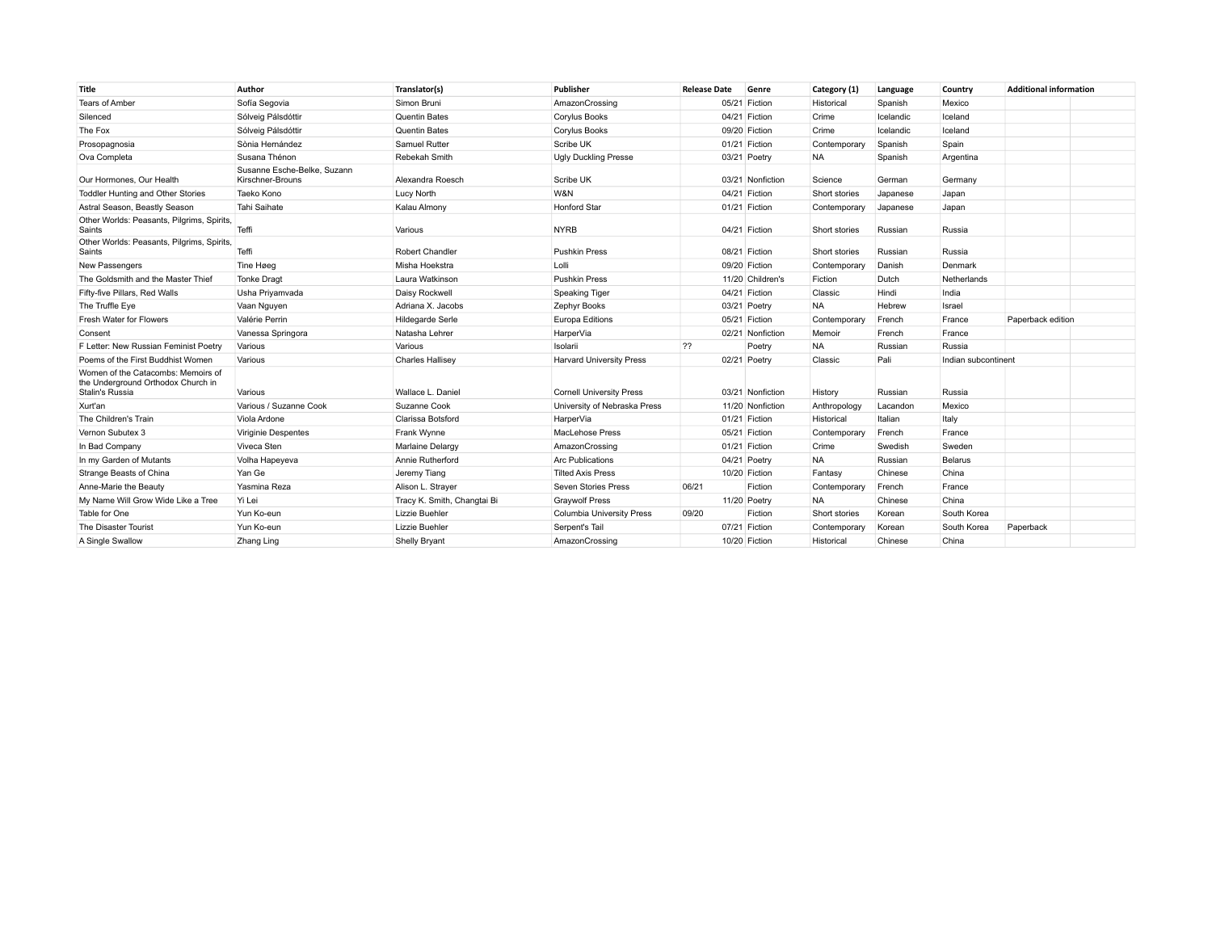| Title | Author | Translator(s) | Publisher | Release Date | Genre | Category (1) | Language | Country | Additional information | |
|---|---|---|---|---|---|---|---|---|---|---|
| Tears of Amber | Sofía Segovia | Simon Bruni | AmazonCrossing | 05/21 | Fiction | Historical | Spanish | Mexico | | |
| Silenced | Sólveig Pálsdóttir | Quentin Bates | Corylus Books | 04/21 | Fiction | Crime | Icelandic | Iceland | | |
| The Fox | Sólveig Pálsdóttir | Quentin Bates | Corylus Books | 09/20 | Fiction | Crime | Icelandic | Iceland | | |
| Prosopagnosia | Sònia Hernández | Samuel Rutter | Scribe UK | 01/21 | Fiction | Contemporary | Spanish | Spain | | |
| Ova Completa | Susana Thénon | Rebekah Smith | Ugly Duckling Presse | 03/21 | Poetry | NA | Spanish | Argentina | | |
| Our Hormones, Our Health | Susanne Esche-Belke, Suzann Kirschner-Brouns | Alexandra Roesch | Scribe UK | 03/21 | Nonfiction | Science | German | Germany | | |
| Toddler Hunting and Other Stories | Taeko Kono | Lucy North | W&N | 04/21 | Fiction | Short stories | Japanese | Japan | | |
| Astral Season, Beastly Season | Tahi Saihate | Kalau Almony | Honford Star | 01/21 | Fiction | Contemporary | Japanese | Japan | | |
| Other Worlds: Peasants, Pilgrims, Spirits, Saints | Teffi | Various | NYRB | 04/21 | Fiction | Short stories | Russian | Russia | | |
| Other Worlds: Peasants, Pilgrims, Spirits, Saints | Teffi | Robert Chandler | Pushkin Press | 08/21 | Fiction | Short stories | Russian | Russia | | |
| New Passengers | Tine Høeg | Misha Hoekstra | Lolli | 09/20 | Fiction | Contemporary | Danish | Denmark | | |
| The Goldsmith and the Master Thief | Tonke Dragt | Laura Watkinson | Pushkin Press | 11/20 | Children's | Fiction | Dutch | Netherlands | | |
| Fifty-five Pillars, Red Walls | Usha Priyamvada | Daisy Rockwell | Speaking Tiger | 04/21 | Fiction | Classic | Hindi | India | | |
| The Truffle Eye | Vaan Nguyen | Adriana X. Jacobs | Zephyr Books | 03/21 | Poetry | NA | Hebrew | Israel | | |
| Fresh Water for Flowers | Valérie Perrin | Hildegarde Serle | Europa Editions | 05/21 | Fiction | Contemporary | French | France | Paperback edition | |
| Consent | Vanessa Springora | Natasha Lehrer | HarperVia | 02/21 | Nonfiction | Memoir | French | France | | |
| F Letter: New Russian Feminist Poetry | Various | Various | Isolarii | ?? | Poetry | NA | Russian | Russia | | |
| Poems of the First Buddhist Women | Various | Charles Hallisey | Harvard University Press | 02/21 | Poetry | Classic | Pali | Indian subcontinent | | |
| Women of the Catacombs: Memoirs of the Underground Orthodox Church in Stalin's Russia | Various | Wallace L. Daniel | Cornell University Press | 03/21 | Nonfiction | History | Russian | Russia | | |
| Xurt'an | Various / Suzanne Cook | Suzanne Cook | University of Nebraska Press | 11/20 | Nonfiction | Anthropology | Lacandon | Mexico | | |
| The Children's Train | Viola Ardone | Clarissa Botsford | HarperVia | 01/21 | Fiction | Historical | Italian | Italy | | |
| Vernon Subutex 3 | Viriginie Despentes | Frank Wynne | MacLehose Press | 05/21 | Fiction | Contemporary | French | France | | |
| In Bad Company | Viveca Sten | Marlaine Delargy | AmazonCrossing | 01/21 | Fiction | Crime | Swedish | Sweden | | |
| In my Garden of Mutants | Volha Hapeyeva | Annie Rutherford | Arc Publications | 04/21 | Poetry | NA | Russian | Belarus | | |
| Strange Beasts of China | Yan Ge | Jeremy Tiang | Tilted Axis Press | 10/20 | Fiction | Fantasy | Chinese | China | | |
| Anne-Marie the Beauty | Yasmina Reza | Alison L. Strayer | Seven Stories Press | 06/21 | Fiction | Contemporary | French | France | | |
| My Name Will Grow Wide Like a Tree | Yi Lei | Tracy K. Smith, Changtai Bi | Graywolf Press | 11/20 | Poetry | NA | Chinese | China | | |
| Table for One | Yun Ko-eun | Lizzie Buehler | Columbia University Press | 09/20 | Fiction | Short stories | Korean | South Korea | | |
| The Disaster Tourist | Yun Ko-eun | Lizzie Buehler | Serpent's Tail | 07/21 | Fiction | Contemporary | Korean | South Korea | Paperback | |
| A Single Swallow | Zhang Ling | Shelly Bryant | AmazonCrossing | 10/20 | Fiction | Historical | Chinese | China | | |